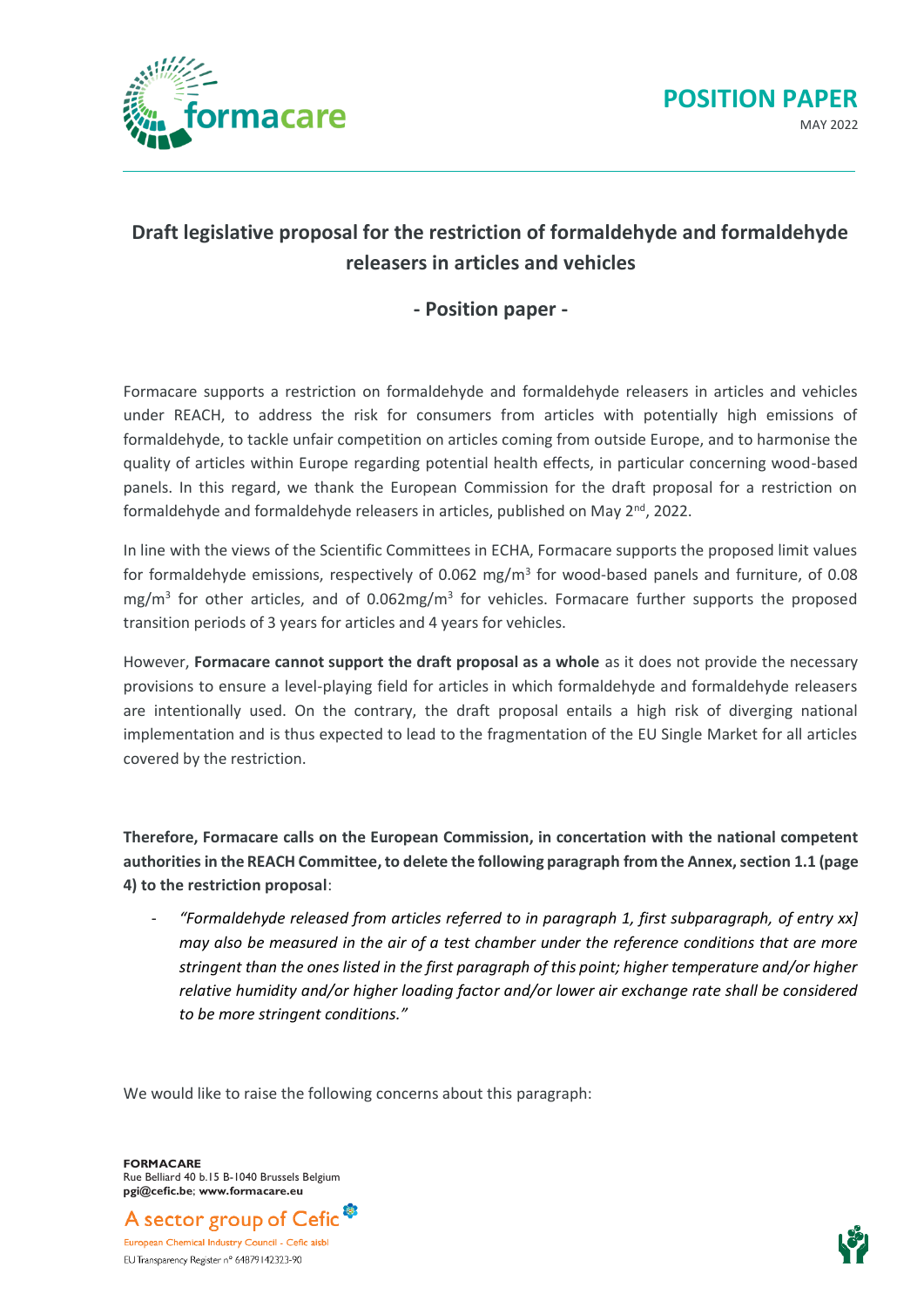**POSITION PAPER**

MAY 2022

# Draft legislative proposal for the restriction of formaldehyde and formaldehyde releasers in articles and vehicles

## - Position paper -

Formacare supports a restriction on formaldehyde and formaldehyde releasers in articles and vehicles under REACH, to address the risk for consumers from articles with potentially high emissions of formaldehyde, to tackle unfair competition on articles coming from outside Europe, and to harmonise the quality of articles within Europe regarding potential health effects, in particular concerning wood-based panels. In this regard, we thank the European Commission for the draft proposal for a restriction on formaldehyde and formaldehyde releasers in articles, published on May 2nd, 2022.

In line with the views of the Scientific Committees in ECHA, Formacare supports the proposed limit values for formaldehyde emissions, respectively of 0.062 mg/m$^3$ for wood-based panels and furniture, of 0.08 mg/m$^3$ for other articles, and of 0.062mg/m$^3$ for vehicles. Formacare further supports the proposed transition periods of 3 years for articles and 4 years for vehicles.

However, **Formacare cannot support the draft proposal as a whole** as it does not provide the necessary provisions to ensure a level-playing field for articles in which formaldehyde and formaldehyde releasers are intentionally used. On the contrary, the draft proposal entails a high risk of diverging national implementation and is thus expected to lead to the fragmentation of the EU Single Market for all articles covered by the restriction.

**Therefore, Formacare calls on the European Commission, in concertation with the national competent authorities in the REACH Committee, to delete the following paragraph from the Annex, section 1.1 (page 4) to the restriction proposal**:

- *"Formaldehyde released from articles referred to in paragraph 1, first subparagraph, of entry xx] may also be measured in the air of a test chamber under the reference conditions that are more stringent than the ones listed in the first paragraph of this point; higher temperature and/or higher relative humidity and/or higher loading factor and/or lower air exchange rate shall be considered to be more stringent conditions."*

We would like to raise the following concerns about this paragraph:

**FORMACARE**
Rue Belliard 40 b.15 B-1040 Brussels Belgium
pgi@cefic.be; www.formacare.eu

A sector group of Cefic
European Chemical Industry Council - Cefic aisbl
EU Transparency Register n° 64879142323-90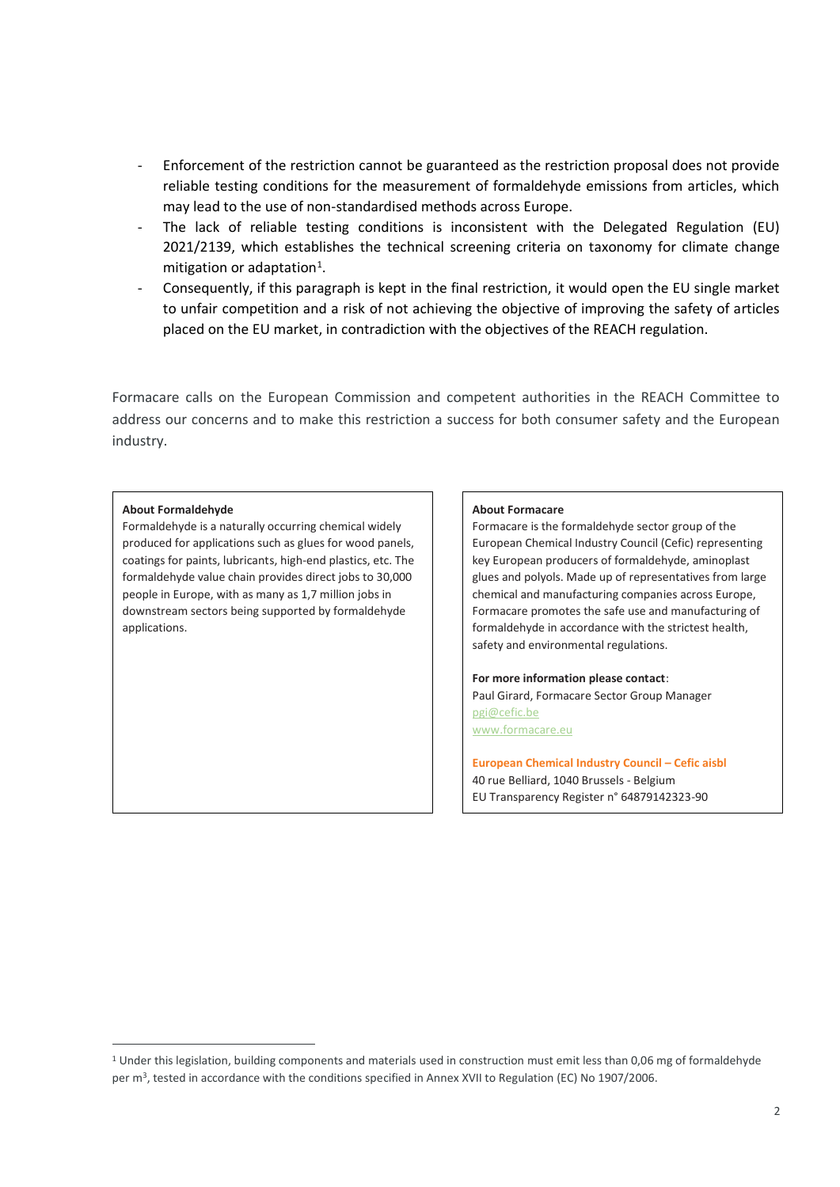- Enforcement of the restriction cannot be guaranteed as the restriction proposal does not provide reliable testing conditions for the measurement of formaldehyde emissions from articles, which may lead to the use of non-standardised methods across Europe.
- The lack of reliable testing conditions is inconsistent with the Delegated Regulation (EU) 2021/2139, which establishes the technical screening criteria on taxonomy for climate change mitigation or adaptation[1].
- Consequently, if this paragraph is kept in the final restriction, it would open the EU single market to unfair competition and a risk of not achieving the objective of improving the safety of articles placed on the EU market, in contradiction with the objectives of the REACH regulation.

Formacare calls on the European Commission and competent authorities in the REACH Committee to address our concerns and to make this restriction a success for both consumer safety and the European industry.

**About Formaldehyde**

Formaldehyde is a naturally occurring chemical widely produced for applications such as glues for wood panels, coatings for paints, lubricants, high-end plastics, etc. The formaldehyde value chain provides direct jobs to 30,000 people in Europe, with as many as 1,7 million jobs in downstream sectors being supported by formaldehyde applications.

**About Formacare**

Formacare is the formaldehyde sector group of the European Chemical Industry Council (Cefic) representing key European producers of formaldehyde, aminoplast glues and polyols. Made up of representatives from large chemical and manufacturing companies across Europe, Formacare promotes the safe use and manufacturing of formaldehyde in accordance with the strictest health, safety and environmental regulations.

**For more information please contact**:
Paul Girard, Formacare Sector Group Manager
pgi@cefic.be
www.formacare.eu

**European Chemical Industry Council – Cefic aisbl**
40 rue Belliard, 1040 Brussels - Belgium
EU Transparency Register n° 64879142323-90

[1] Under this legislation, building components and materials used in construction must emit less than 0,06 mg of formaldehyde per $m^3$, tested in accordance with the conditions specified in Annex XVII to Regulation (EC) No 1907/2006.